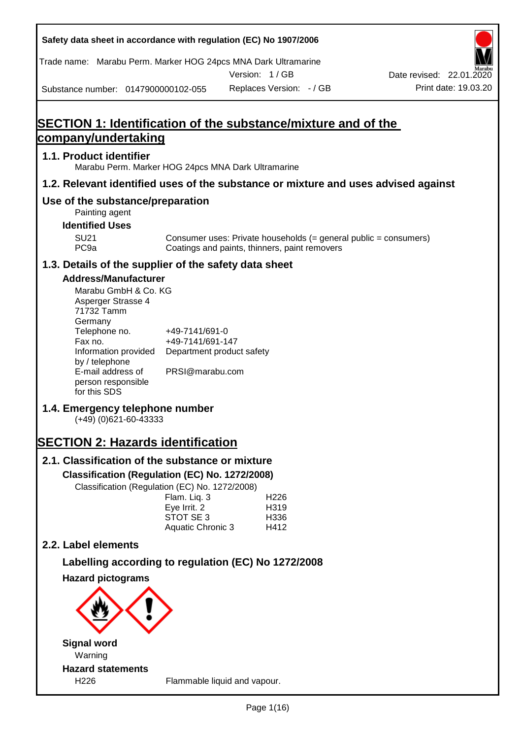Safety data sheet in accordance with regulation (EC) No 1907/2006

Trade name: Marabu Perm. Marker HOG 24pcs MNA Dark Ultramarine

Version: 1 / GB

Date revised: 22.01.2020

Substance number: 0147900000102-055

Replaces Version: - / GB

Print date: 19.03.20

# SECTION 1: Identification of the substance/mixture and of the company/undertaking

## 1.1. Product identifier

Marabu Perm. Marker HOG 24pcs MNA Dark Ultramarine

## 1.2. Relevant identified uses of the substance or mixture and uses advised against

### Use of the substance/preparation

Painting agent

**Identified Uses**

| | |
|---|---|
| SU21 | Consumer uses: Private households (= general public = consumers) |
| PC9a | Coatings and paints, thinners, paint removers |

## 1.3. Details of the supplier of the safety data sheet

**Address/Manufacturer**

Marabu GmbH & Co. KG
Asperger Strasse 4
71732 Tamm
Germany

| | |
|---|---|
| Telephone no. | +49-7141/691-0 |
| Fax no. | +49-7141/691-147 |
| Information provided by / telephone | Department product safety |
| E-mail address of person responsible for this SDS | PRSI@marabu.com |

## 1.4. Emergency telephone number

(+49) (0)621-60-43333

# SECTION 2: Hazards identification

## 2.1. Classification of the substance or mixture

**Classification (Regulation (EC) No. 1272/2008)**

Classification (Regulation (EC) No. 1272/2008)

| | |
|---|---|
| Flam. Liq. 3 | H226 |
| Eye Irrit. 2 | H319 |
| STOT SE 3 | H336 |
| Aquatic Chronic 3 | H412 |

## 2.2. Label elements

### Labelling according to regulation (EC) No 1272/2008

**Hazard pictograms**

**Signal word**

Warning

**Hazard statements**

| | |
|---|---|
| H226 | Flammable liquid and vapour. |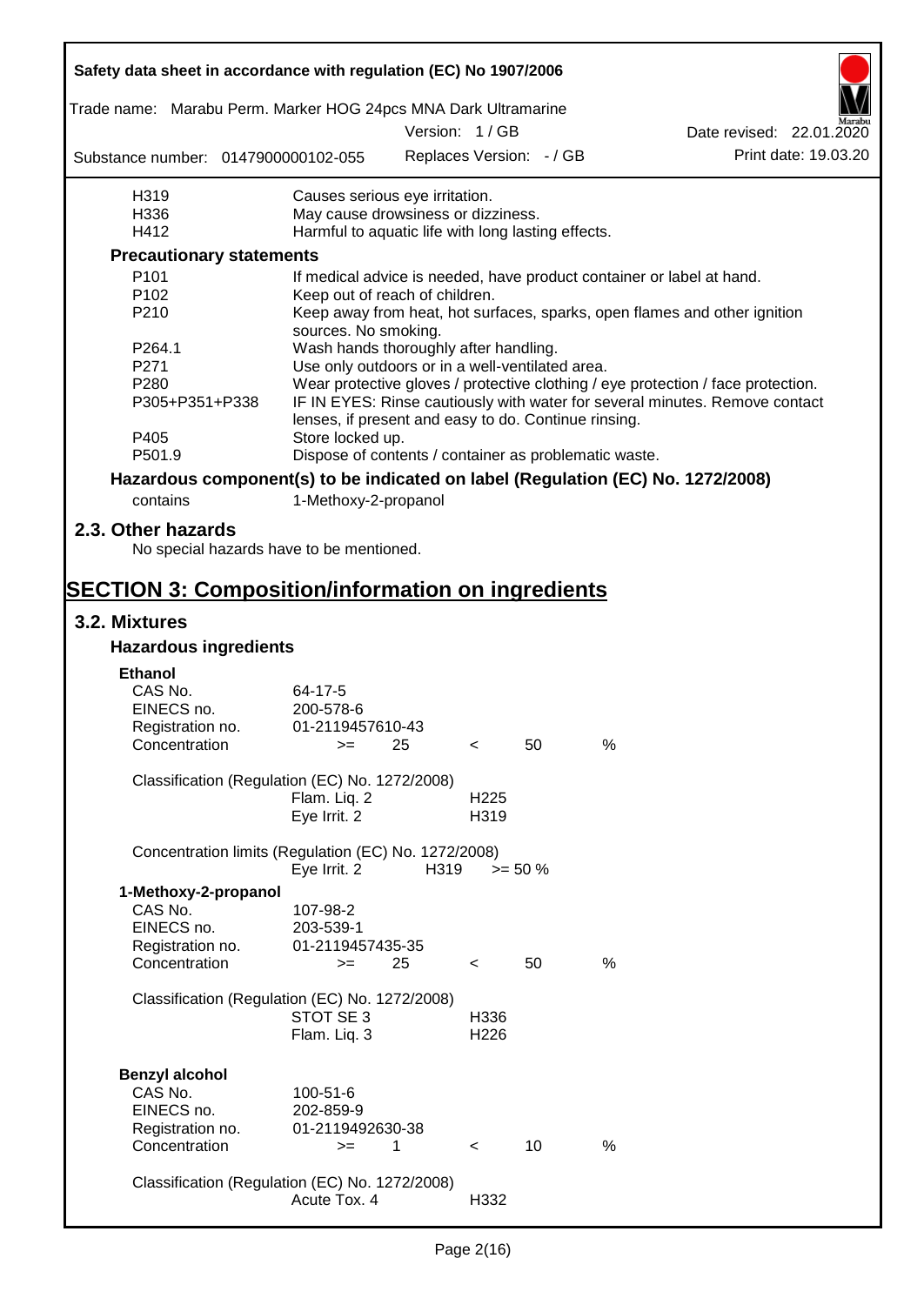| | |
|---|---|
| H319 | Causes serious eye irritation. |
| H336 | May cause drowsiness or dizziness. |
| H412 | Harmful to aquatic life with long lasting effects. |

**Precautionary statements**

| | |
|---|---|
| P101 | If medical advice is needed, have product container or label at hand. |
| P102 | Keep out of reach of children. |
| P210 | Keep away from heat, hot surfaces, sparks, open flames and other ignition sources. No smoking. |
| P264.1 | Wash hands thoroughly after handling. |
| P271 | Use only outdoors or in a well-ventilated area. |
| P280 | Wear protective gloves / protective clothing / eye protection / face protection. |
| P305+P351+P338 | IF IN EYES: Rinse cautiously with water for several minutes. Remove contact lenses, if present and easy to do. Continue rinsing. |
| P405 | Store locked up. |
| P501.9 | Dispose of contents / container as problematic waste. |

**Hazardous component(s) to be indicated on label (Regulation (EC) No. 1272/2008)**

contains 1-Methoxy-2-propanol

## 2.3. Other hazards

No special hazards have to be mentioned.

# SECTION 3: Composition/information on ingredients

## 3.2. Mixtures

### Hazardous ingredients

**Ethanol**

| | |
|---|---|
| CAS No. | 64-17-5 |
| EINECS no. | 200-578-6 |
| Registration no. | 01-2119457610-43 |
| Concentration | >= 25 < 50 % |

Classification (Regulation (EC) No. 1272/2008)

| | |
|---|---|
| Flam. Liq. 2 | H225 |
| Eye Irrit. 2 | H319 |

Concentration limits (Regulation (EC) No. 1272/2008)

| | | |
|---|---|---|
| Eye Irrit. 2 | H319 | >= 50 % |

**1-Methoxy-2-propanol**

| | |
|---|---|
| CAS No. | 107-98-2 |
| EINECS no. | 203-539-1 |
| Registration no. | 01-2119457435-35 |
| Concentration | >= 25 < 50 % |

Classification (Regulation (EC) No. 1272/2008)

| | |
|---|---|
| STOT SE 3 | H336 |
| Flam. Liq. 3 | H226 |

**Benzyl alcohol**

| | |
|---|---|
| CAS No. | 100-51-6 |
| EINECS no. | 202-859-9 |
| Registration no. | 01-2119492630-38 |
| Concentration | >= 1 < 10 % |

Classification (Regulation (EC) No. 1272/2008)

| | |
|---|---|
| Acute Tox. 4 | H332 |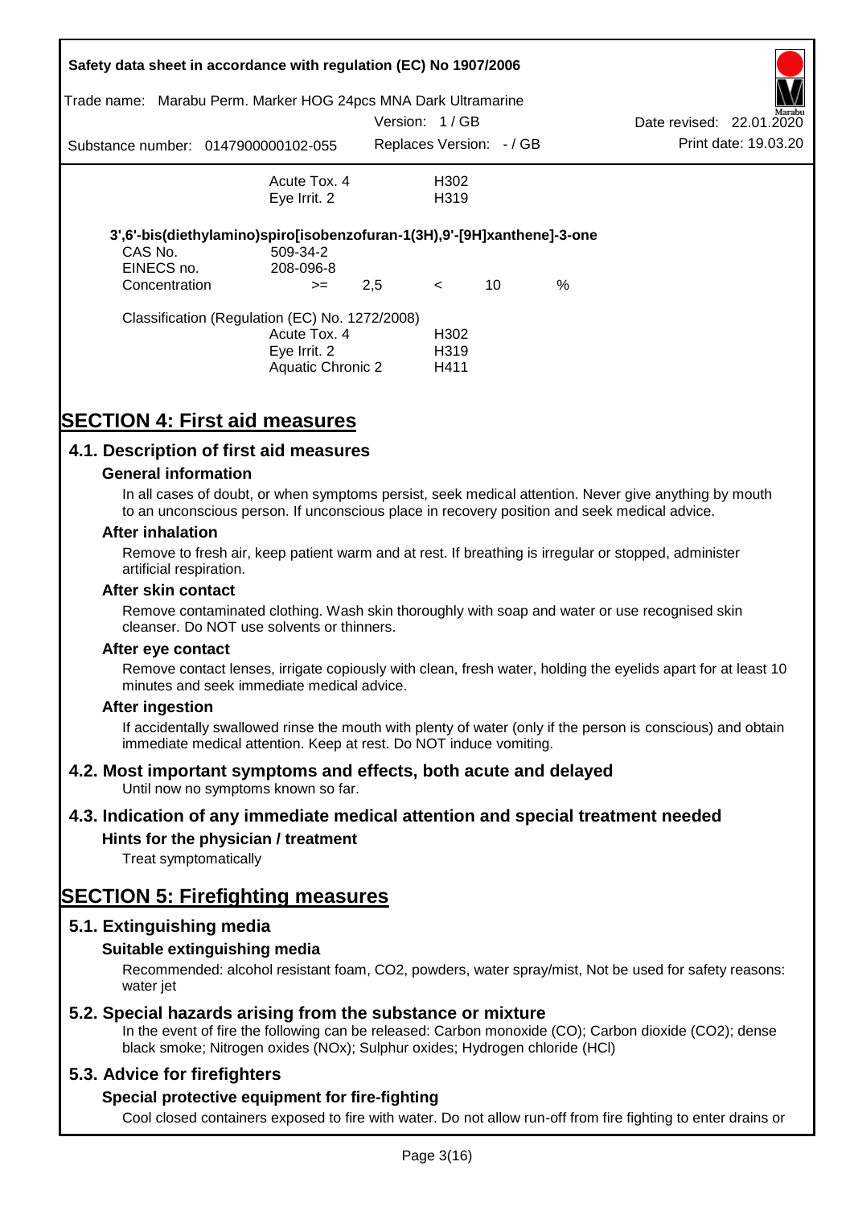| | | |
|---|---|---|
| | Acute Tox. 4 | H302 |
| | Eye Irrit. 2 | H319 |

**3',6'-bis(diethylamino)spiro[isobenzofuran-1(3H),9'-[9H]xanthene]-3-one**

| | | | | | |
|---|---|---|---|---|---|
| CAS No. | 509-34-2 | | | | |
| EINECS no. | 208-096-8 | | | | |
| Concentration | >= | 2,5 | < | 10 | % |

Classification (Regulation (EC) No. 1272/2008)

| | |
|---|---|
| Acute Tox. 4 | H302 |
| Eye Irrit. 2 | H319 |
| Aquatic Chronic 2 | H411 |

# SECTION 4: First aid measures

## 4.1. Description of first aid measures

### General information

In all cases of doubt, or when symptoms persist, seek medical attention. Never give anything by mouth to an unconscious person. If unconscious place in recovery position and seek medical advice.

### After inhalation

Remove to fresh air, keep patient warm and at rest. If breathing is irregular or stopped, administer artificial respiration.

### After skin contact

Remove contaminated clothing. Wash skin thoroughly with soap and water or use recognised skin cleanser. Do NOT use solvents or thinners.

### After eye contact

Remove contact lenses, irrigate copiously with clean, fresh water, holding the eyelids apart for at least 10 minutes and seek immediate medical advice.

### After ingestion

If accidentally swallowed rinse the mouth with plenty of water (only if the person is conscious) and obtain immediate medical attention. Keep at rest. Do NOT induce vomiting.

## 4.2. Most important symptoms and effects, both acute and delayed

Until now no symptoms known so far.

## 4.3. Indication of any immediate medical attention and special treatment needed

### Hints for the physician / treatment

Treat symptomatically

# SECTION 5: Firefighting measures

## 5.1. Extinguishing media

### Suitable extinguishing media

Recommended: alcohol resistant foam, $CO_2$, powders, water spray/mist, Not be used for safety reasons: water jet

## 5.2. Special hazards arising from the substance or mixture

In the event of fire the following can be released: Carbon monoxide (CO); Carbon dioxide ($CO_2$); dense black smoke; Nitrogen oxides ($NO_x$); Sulphur oxides; Hydrogen chloride (HCl)

## 5.3. Advice for firefighters

### Special protective equipment for fire-fighting

Cool closed containers exposed to fire with water. Do not allow run-off from fire fighting to enter drains or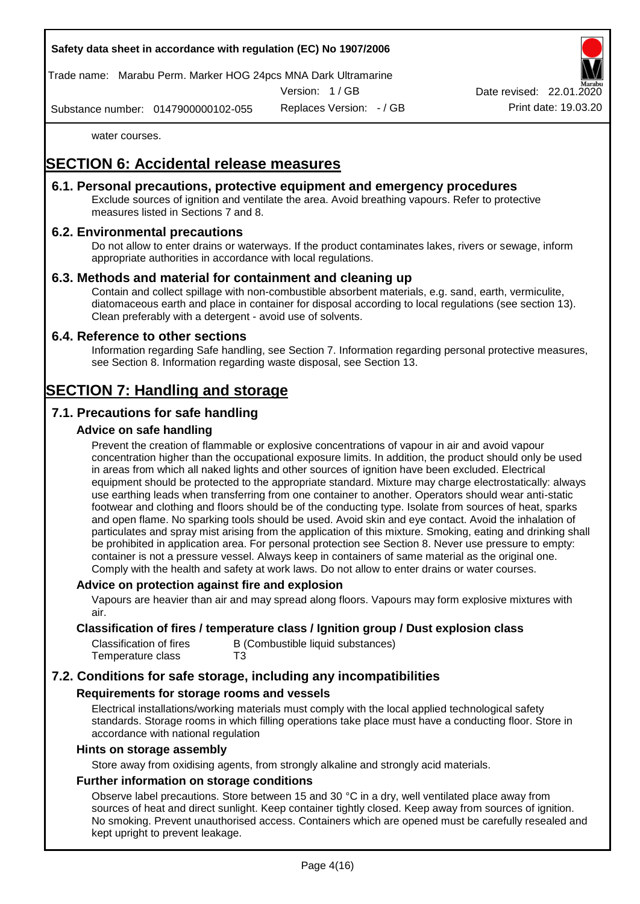water courses.

# SECTION 6: Accidental release measures

## 6.1. Personal precautions, protective equipment and emergency procedures

Exclude sources of ignition and ventilate the area. Avoid breathing vapours. Refer to protective measures listed in Sections 7 and 8.

## 6.2. Environmental precautions

Do not allow to enter drains or waterways. If the product contaminates lakes, rivers or sewage, inform appropriate authorities in accordance with local regulations.

## 6.3. Methods and material for containment and cleaning up

Contain and collect spillage with non-combustible absorbent materials, e.g. sand, earth, vermiculite, diatomaceous earth and place in container for disposal according to local regulations (see section 13). Clean preferably with a detergent - avoid use of solvents.

## 6.4. Reference to other sections

Information regarding Safe handling, see Section 7. Information regarding personal protective measures, see Section 8. Information regarding waste disposal, see Section 13.

# SECTION 7: Handling and storage

## 7.1. Precautions for safe handling

### Advice on safe handling

Prevent the creation of flammable or explosive concentrations of vapour in air and avoid vapour concentration higher than the occupational exposure limits. In addition, the product should only be used in areas from which all naked lights and other sources of ignition have been excluded. Electrical equipment should be protected to the appropriate standard. Mixture may charge electrostatically: always use earthing leads when transferring from one container to another. Operators should wear anti-static footwear and clothing and floors should be of the conducting type. Isolate from sources of heat, sparks and open flame. No sparking tools should be used. Avoid skin and eye contact. Avoid the inhalation of particulates and spray mist arising from the application of this mixture. Smoking, eating and drinking shall be prohibited in application area. For personal protection see Section 8. Never use pressure to empty: container is not a pressure vessel. Always keep in containers of same material as the original one. Comply with the health and safety at work laws. Do not allow to enter drains or water courses.

### Advice on protection against fire and explosion

Vapours are heavier than air and may spread along floors. Vapours may form explosive mixtures with air.

### Classification of fires / temperature class / Ignition group / Dust explosion class

| | |
|---|---|
| Classification of fires | B (Combustible liquid substances) |
| Temperature class | T3 |

## 7.2. Conditions for safe storage, including any incompatibilities

### Requirements for storage rooms and vessels

Electrical installations/working materials must comply with the local applied technological safety standards. Storage rooms in which filling operations take place must have a conducting floor. Store in accordance with national regulation

### Hints on storage assembly

Store away from oxidising agents, from strongly alkaline and strongly acid materials.

### Further information on storage conditions

Observe label precautions. Store between 15 and 30 °C in a dry, well ventilated place away from sources of heat and direct sunlight. Keep container tightly closed. Keep away from sources of ignition. No smoking. Prevent unauthorised access. Containers which are opened must be carefully resealed and kept upright to prevent leakage.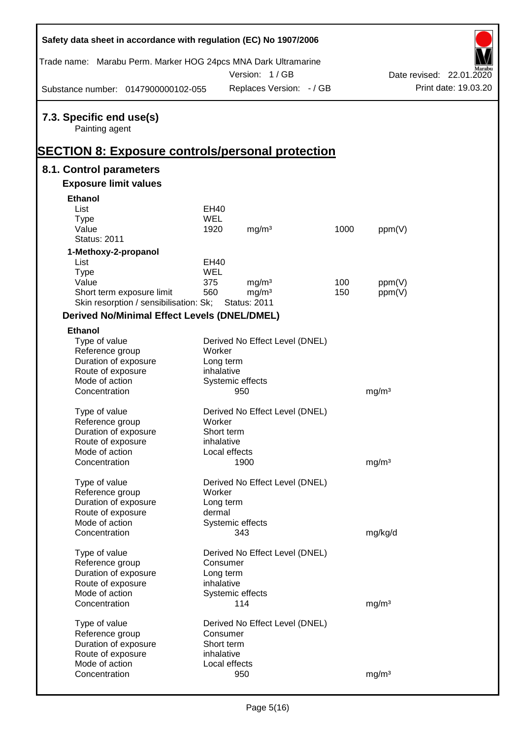## 7.3. Specific end use(s)

Painting agent

# SECTION 8: Exposure controls/personal protection

## 8.1. Control parameters

### Exposure limit values

**Ethanol**

| | | | | |
|---|---|---|---|---|
| List | EH40 | | | |
| Type | WEL | | | |
| Value | 1920 | mg/m³ | 1000 | ppm(V) |
| Status: 2011 | | | | |

**1-Methoxy-2-propanol**

| | | | | |
|---|---|---|---|---|
| List | EH40 | | | |
| Type | WEL | | | |
| Value | 375 | mg/m³ | 100 | ppm(V) |
| Short term exposure limit | 560 | mg/m³ | 150 | ppm(V) |
| Skin resorption / sensibilisation: Sk; | Status: 2011 | | | |

### Derived No/Minimal Effect Levels (DNEL/DMEL)

**Ethanol**

| | | |
|---|---|---|
| Type of value | Derived No Effect Level (DNEL) | |
| Reference group | Worker | |
| Duration of exposure | Long term | |
| Route of exposure | inhalative | |
| Mode of action | Systemic effects | |
| Concentration | 950 | mg/m³ |

| | | |
|---|---|---|
| Type of value | Derived No Effect Level (DNEL) | |
| Reference group | Worker | |
| Duration of exposure | Short term | |
| Route of exposure | inhalative | |
| Mode of action | Local effects | |
| Concentration | 1900 | mg/m³ |

| | | |
|---|---|---|
| Type of value | Derived No Effect Level (DNEL) | |
| Reference group | Worker | |
| Duration of exposure | Long term | |
| Route of exposure | dermal | |
| Mode of action | Systemic effects | |
| Concentration | 343 | mg/kg/d |

| | | |
|---|---|---|
| Type of value | Derived No Effect Level (DNEL) | |
| Reference group | Consumer | |
| Duration of exposure | Long term | |
| Route of exposure | inhalative | |
| Mode of action | Systemic effects | |
| Concentration | 114 | mg/m³ |

| | | |
|---|---|---|
| Type of value | Derived No Effect Level (DNEL) | |
| Reference group | Consumer | |
| Duration of exposure | Short term | |
| Route of exposure | inhalative | |
| Mode of action | Local effects | |
| Concentration | 950 | mg/m³ |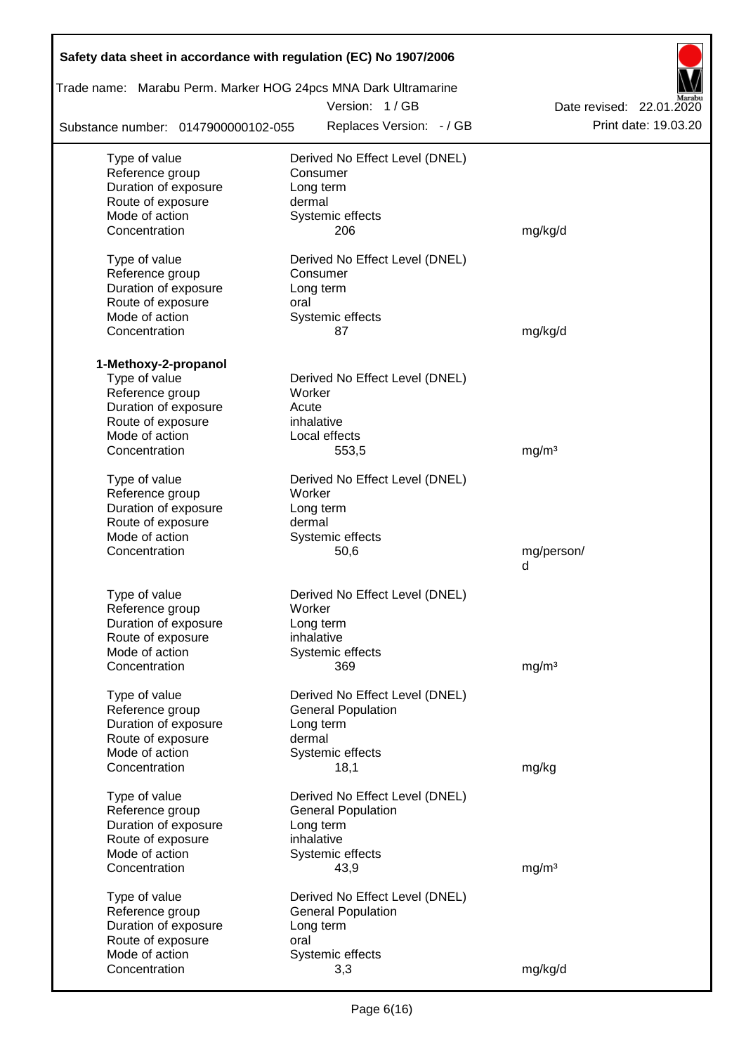| | | |
|---|---|---|
| Type of value | Derived No Effect Level (DNEL) | |
| Reference group | Consumer | |
| Duration of exposure | Long term | |
| Route of exposure | dermal | |
| Mode of action | Systemic effects | |
| Concentration | 206 | mg/kg/d |
| | | |
| Type of value | Derived No Effect Level (DNEL) | |
| Reference group | Consumer | |
| Duration of exposure | Long term | |
| Route of exposure | oral | |
| Mode of action | Systemic effects | |
| Concentration | 87 | mg/kg/d |

**1-Methoxy-2-propanol**

| | | |
|---|---|---|
| Type of value | Derived No Effect Level (DNEL) | |
| Reference group | Worker | |
| Duration of exposure | Acute | |
| Route of exposure | inhalative | |
| Mode of action | Local effects | |
| Concentration | 553,5 | mg/m³ |
| | | |
| Type of value | Derived No Effect Level (DNEL) | |
| Reference group | Worker | |
| Duration of exposure | Long term | |
| Route of exposure | dermal | |
| Mode of action | Systemic effects | |
| Concentration | 50,6 | mg/person/d |
| | | |
| Type of value | Derived No Effect Level (DNEL) | |
| Reference group | Worker | |
| Duration of exposure | Long term | |
| Route of exposure | inhalative | |
| Mode of action | Systemic effects | |
| Concentration | 369 | mg/m³ |
| | | |
| Type of value | Derived No Effect Level (DNEL) | |
| Reference group | General Population | |
| Duration of exposure | Long term | |
| Route of exposure | dermal | |
| Mode of action | Systemic effects | |
| Concentration | 18,1 | mg/kg |
| | | |
| Type of value | Derived No Effect Level (DNEL) | |
| Reference group | General Population | |
| Duration of exposure | Long term | |
| Route of exposure | inhalative | |
| Mode of action | Systemic effects | |
| Concentration | 43,9 | mg/m³ |
| | | |
| Type of value | Derived No Effect Level (DNEL) | |
| Reference group | General Population | |
| Duration of exposure | Long term | |
| Route of exposure | oral | |
| Mode of action | Systemic effects | |
| Concentration | 3,3 | mg/kg/d |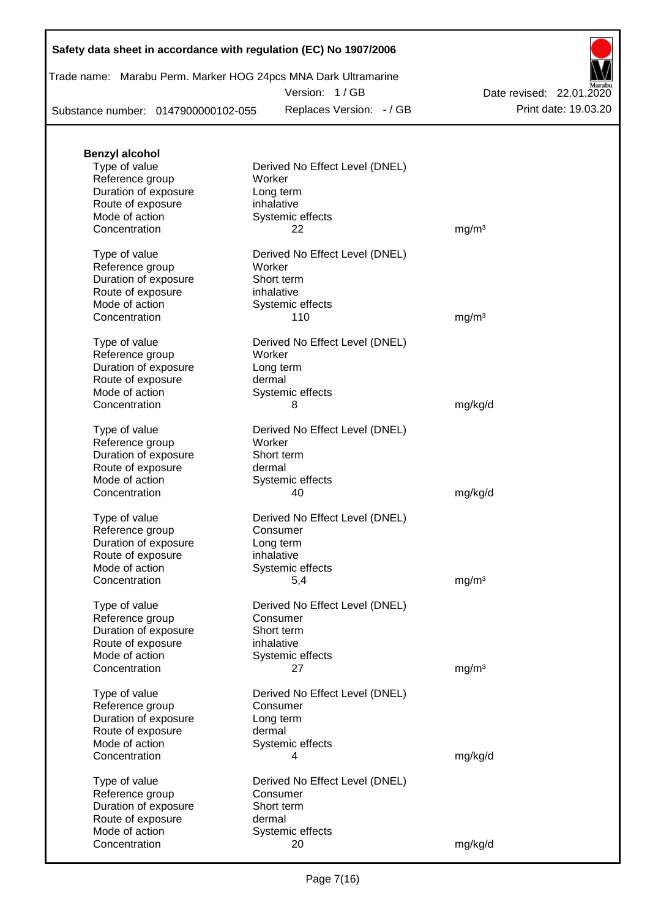**Benzyl alcohol**

| | | |
|---|---|---|
| Type of value | Derived No Effect Level (DNEL) | |
| Reference group | Worker | |
| Duration of exposure | Long term | |
| Route of exposure | inhalative | |
| Mode of action | Systemic effects | |
| Concentration | 22 | mg/m³ |
| | | |
| Type of value | Derived No Effect Level (DNEL) | |
| Reference group | Worker | |
| Duration of exposure | Short term | |
| Route of exposure | inhalative | |
| Mode of action | Systemic effects | |
| Concentration | 110 | mg/m³ |
| | | |
| Type of value | Derived No Effect Level (DNEL) | |
| Reference group | Worker | |
| Duration of exposure | Long term | |
| Route of exposure | dermal | |
| Mode of action | Systemic effects | |
| Concentration | 8 | mg/kg/d |
| | | |
| Type of value | Derived No Effect Level (DNEL) | |
| Reference group | Worker | |
| Duration of exposure | Short term | |
| Route of exposure | dermal | |
| Mode of action | Systemic effects | |
| Concentration | 40 | mg/kg/d |
| | | |
| Type of value | Derived No Effect Level (DNEL) | |
| Reference group | Consumer | |
| Duration of exposure | Long term | |
| Route of exposure | inhalative | |
| Mode of action | Systemic effects | |
| Concentration | 5,4 | mg/m³ |
| | | |
| Type of value | Derived No Effect Level (DNEL) | |
| Reference group | Consumer | |
| Duration of exposure | Short term | |
| Route of exposure | inhalative | |
| Mode of action | Systemic effects | |
| Concentration | 27 | mg/m³ |
| | | |
| Type of value | Derived No Effect Level (DNEL) | |
| Reference group | Consumer | |
| Duration of exposure | Long term | |
| Route of exposure | dermal | |
| Mode of action | Systemic effects | |
| Concentration | 4 | mg/kg/d |
| | | |
| Type of value | Derived No Effect Level (DNEL) | |
| Reference group | Consumer | |
| Duration of exposure | Short term | |
| Route of exposure | dermal | |
| Mode of action | Systemic effects | |
| Concentration | 20 | mg/kg/d |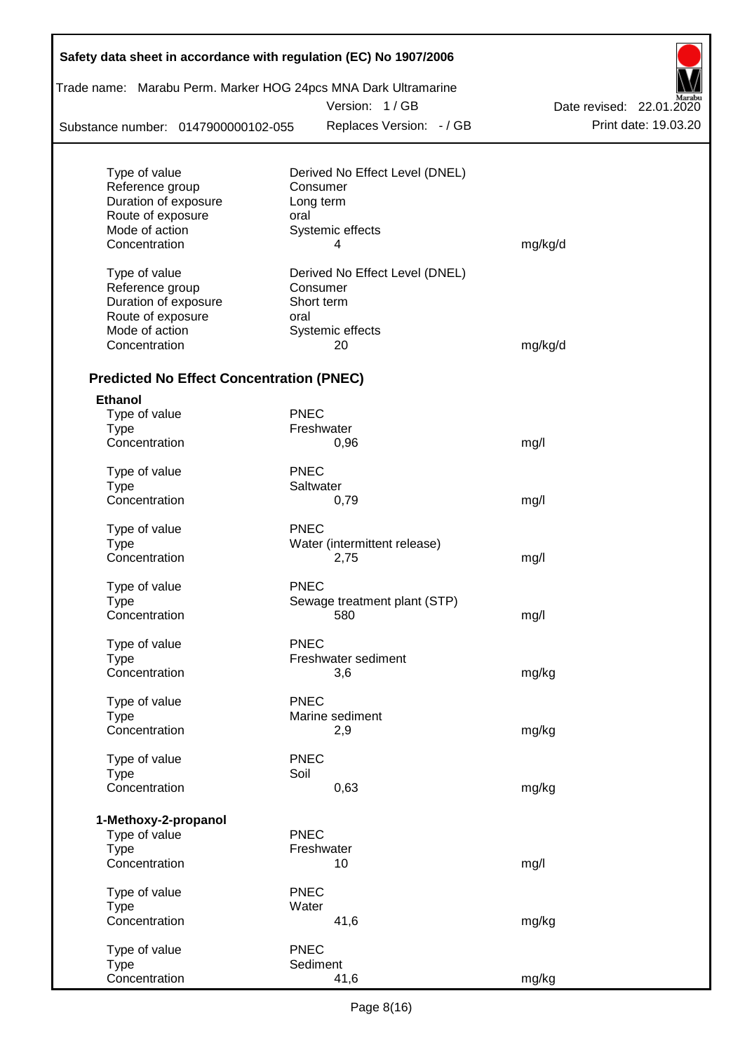| | | |
|---|---|---|
| Type of value | Derived No Effect Level (DNEL) | |
| Reference group | Consumer | |
| Duration of exposure | Long term | |
| Route of exposure | oral | |
| Mode of action | Systemic effects | |
| Concentration | 4 | mg/kg/d |

| | | |
|---|---|---|
| Type of value | Derived No Effect Level (DNEL) | |
| Reference group | Consumer | |
| Duration of exposure | Short term | |
| Route of exposure | oral | |
| Mode of action | Systemic effects | |
| Concentration | 20 | mg/kg/d |

### Predicted No Effect Concentration (PNEC)

**Ethanol**

| | | |
|---|---|---|
| Type of value | PNEC | |
| Type | Freshwater | |
| Concentration | 0,96 | mg/l |

| | | |
|---|---|---|
| Type of value | PNEC | |
| Type | Saltwater | |
| Concentration | 0,79 | mg/l |

| | | |
|---|---|---|
| Type of value | PNEC | |
| Type | Water (intermittent release) | |
| Concentration | 2,75 | mg/l |

| | | |
|---|---|---|
| Type of value | PNEC | |
| Type | Sewage treatment plant (STP) | |
| Concentration | 580 | mg/l |

| | | |
|---|---|---|
| Type of value | PNEC | |
| Type | Freshwater sediment | |
| Concentration | 3,6 | mg/kg |

| | | |
|---|---|---|
| Type of value | PNEC | |
| Type | Marine sediment | |
| Concentration | 2,9 | mg/kg |

| | | |
|---|---|---|
| Type of value | PNEC | |
| Type | Soil | |
| Concentration | 0,63 | mg/kg |

**1-Methoxy-2-propanol**

| | | |
|---|---|---|
| Type of value | PNEC | |
| Type | Freshwater | |
| Concentration | 10 | mg/l |

| | | |
|---|---|---|
| Type of value | PNEC | |
| Type | Water | |
| Concentration | 41,6 | mg/kg |

| | | |
|---|---|---|
| Type of value | PNEC | |
| Type | Sediment | |
| Concentration | 41,6 | mg/kg |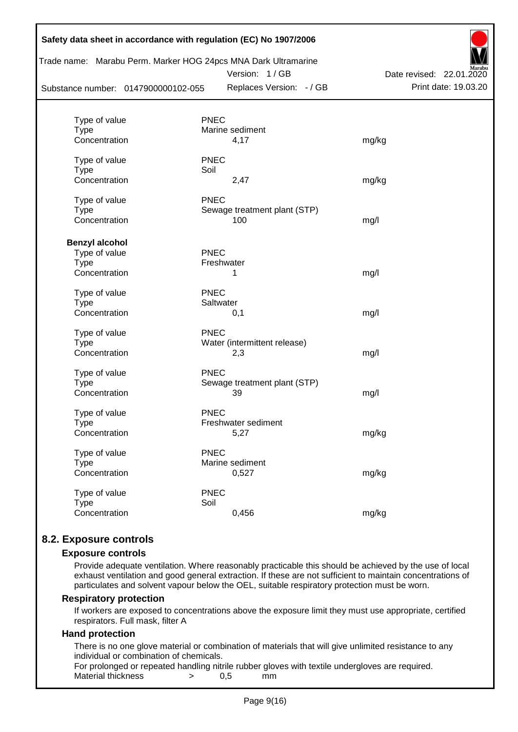| | | |
|---|---|---|
| Type of value | PNEC | |
| Type | Marine sediment | |
| Concentration | 4,17 | mg/kg |
| | | |
| Type of value | PNEC | |
| Type | Soil | |
| Concentration | 2,47 | mg/kg |
| | | |
| Type of value | PNEC | |
| Type | Sewage treatment plant (STP) | |
| Concentration | 100 | mg/l |

**Benzyl alcohol**

| | | |
|---|---|---|
| Type of value | PNEC | |
| Type | Freshwater | |
| Concentration | 1 | mg/l |
| | | |
| Type of value | PNEC | |
| Type | Saltwater | |
| Concentration | 0,1 | mg/l |
| | | |
| Type of value | PNEC | |
| Type | Water (intermittent release) | |
| Concentration | 2,3 | mg/l |
| | | |
| Type of value | PNEC | |
| Type | Sewage treatment plant (STP) | |
| Concentration | 39 | mg/l |
| | | |
| Type of value | PNEC | |
| Type | Freshwater sediment | |
| Concentration | 5,27 | mg/kg |
| | | |
| Type of value | PNEC | |
| Type | Marine sediment | |
| Concentration | 0,527 | mg/kg |
| | | |
| Type of value | PNEC | |
| Type | Soil | |
| Concentration | 0,456 | mg/kg |

## 8.2. Exposure controls

### Exposure controls

Provide adequate ventilation. Where reasonably practicable this should be achieved by the use of local exhaust ventilation and good general extraction. If these are not sufficient to maintain concentrations of particulates and solvent vapour below the OEL, suitable respiratory protection must be worn.

### Respiratory protection

If workers are exposed to concentrations above the exposure limit they must use appropriate, certified respirators. Full mask, filter A

### Hand protection

There is no one glove material or combination of materials that will give unlimited resistance to any individual or combination of chemicals.

For prolonged or repeated handling nitrile rubber gloves with textile undergloves are required.

Material thickness > 0,5 mm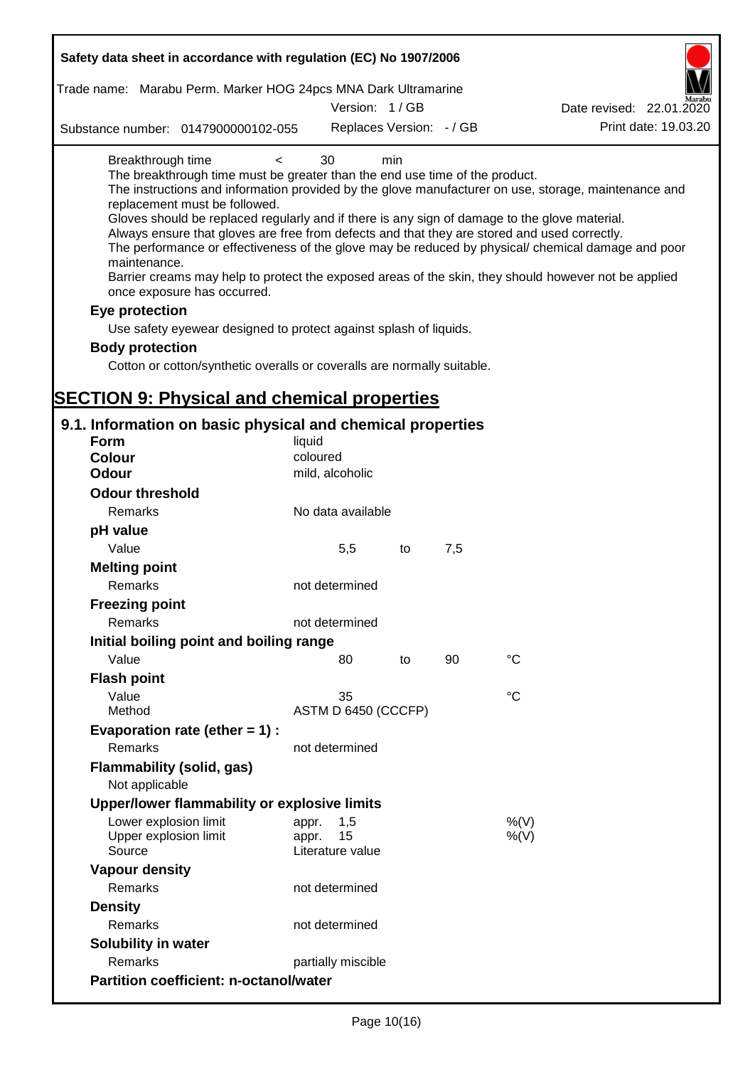Breakthrough time < 30 min

The breakthrough time must be greater than the end use time of the product.

The instructions and information provided by the glove manufacturer on use, storage, maintenance and replacement must be followed.

Gloves should be replaced regularly and if there is any sign of damage to the glove material.

Always ensure that gloves are free from defects and that they are stored and used correctly.

The performance or effectiveness of the glove may be reduced by physical/ chemical damage and poor maintenance.

Barrier creams may help to protect the exposed areas of the skin, they should however not be applied once exposure has occurred.

**Eye protection**

Use safety eyewear designed to protect against splash of liquids.

**Body protection**

Cotton or cotton/synthetic overalls or coveralls are normally suitable.

# SECTION 9: Physical and chemical properties

## 9.1. Information on basic physical and chemical properties

| | | | | |
|---|---|---|---|---|
| **Form** | liquid | | | |
| **Colour** | coloured | | | |
| **Odour** | mild, alcoholic | | | |
| **Odour threshold** | | | | |
| Remarks | No data available | | | |
| **pH value** | | | | |
| Value | 5,5 | to | 7,5 | |
| **Melting point** | | | | |
| Remarks | not determined | | | |
| **Freezing point** | | | | |
| Remarks | not determined | | | |
| **Initial boiling point and boiling range** | | | | |
| Value | 80 | to | 90 | °C |
| **Flash point** | | | | |
| Value | 35 | | | °C |
| Method | ASTM D 6450 (CCCFP) | | | |
| **Evaporation rate (ether = 1) :** | | | | |
| Remarks | not determined | | | |
| **Flammability (solid, gas)** | | | | |
| Not applicable | | | | |
| **Upper/lower flammability or explosive limits** | | | | |
| Lower explosion limit | appr. 1,5 | | | %(V) |
| Upper explosion limit | appr. 15 | | | %(V) |
| Source | Literature value | | | |
| **Vapour density** | | | | |
| Remarks | not determined | | | |
| **Density** | | | | |
| Remarks | not determined | | | |
| **Solubility in water** | | | | |
| Remarks | partially miscible | | | |
| **Partition coefficient: n-octanol/water** | | | | |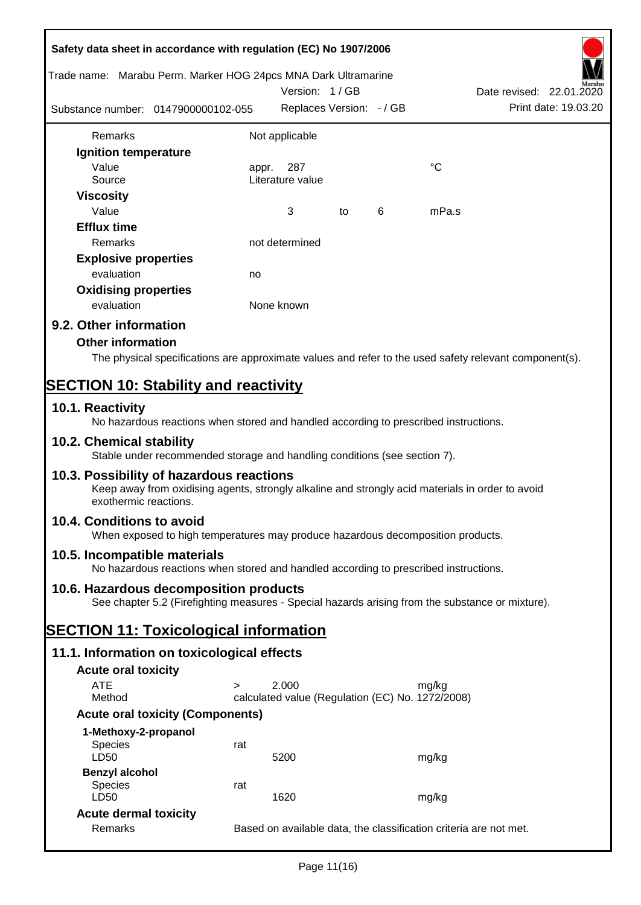| | | | | |
|---|---|---|---|---|
| Remarks | Not applicable | | | |
| **Ignition temperature** | | | | |
| Value | appr. 287 | | | °C |
| Source | Literature value | | | |
| **Viscosity** | | | | |
| Value | 3 | to | 6 | mPa.s |
| **Efflux time** | | | | |
| Remarks | not determined | | | |
| **Explosive properties** | | | | |
| evaluation | no | | | |
| **Oxidising properties** | | | | |
| evaluation | None known | | | |

## 9.2. Other information

### Other information

The physical specifications are approximate values and refer to the used safety relevant component(s).

# SECTION 10: Stability and reactivity

## 10.1. Reactivity

No hazardous reactions when stored and handled according to prescribed instructions.

## 10.2. Chemical stability

Stable under recommended storage and handling conditions (see section 7).

## 10.3. Possibility of hazardous reactions

Keep away from oxidising agents, strongly alkaline and strongly acid materials in order to avoid exothermic reactions.

## 10.4. Conditions to avoid

When exposed to high temperatures may produce hazardous decomposition products.

## 10.5. Incompatible materials

No hazardous reactions when stored and handled according to prescribed instructions.

## 10.6. Hazardous decomposition products

See chapter 5.2 (Firefighting measures - Special hazards arising from the substance or mixture).

# SECTION 11: Toxicological information

## 11.1. Information on toxicological effects

### Acute oral toxicity

| | | | |
|---|---|---|---|
| ATE | > | 2.000 | mg/kg |
| Method | calculated value (Regulation (EC) No. 1272/2008) | | |

### Acute oral toxicity (Components)

| | | | |
|---|---|---|---|
| **1-Methoxy-2-propanol** | | | |
| Species | rat | | |
| LD50 | | 5200 | mg/kg |
| **Benzyl alcohol** | | | |
| Species | rat | | |
| LD50 | | 1620 | mg/kg |

### Acute dermal toxicity

| | |
|---|---|
| Remarks | Based on available data, the classification criteria are not met. |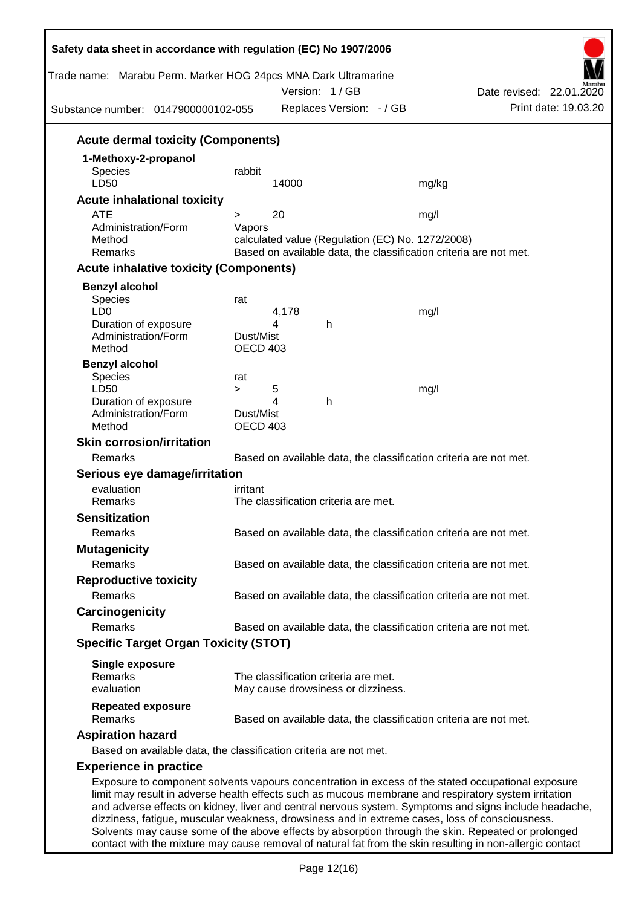### Acute dermal toxicity (Components)

**1-Methoxy-2-propanol**

| | | |
|---|---|---|
| Species | rabbit | |
| LD50 | 14000 | mg/kg |

### Acute inhalational toxicity

| | | |
|---|---|---|
| ATE | > 20 | mg/l |
| Administration/Form | Vapors | |
| Method | calculated value (Regulation (EC) No. 1272/2008) | |
| Remarks | Based on available data, the classification criteria are not met. | |

### Acute inhalative toxicity (Components)

**Benzyl alcohol**

| | | | |
|---|---|---|---|
| Species | rat | | |
| LD0 | 4,178 | | mg/l |
| Duration of exposure | 4 | h | |
| Administration/Form | Dust/Mist | | |
| Method | OECD 403 | | |

**Benzyl alcohol**

| | | | |
|---|---|---|---|
| Species | rat | | |
| LD50 | > 5 | | mg/l |
| Duration of exposure | 4 | h | |
| Administration/Form | Dust/Mist | | |
| Method | OECD 403 | | |

### Skin corrosion/irritation

Remarks: Based on available data, the classification criteria are not met.

### Serious eye damage/irritation

evaluation: irritant
Remarks: The classification criteria are met.

### Sensitization

Remarks: Based on available data, the classification criteria are not met.

### Mutagenicity

Remarks: Based on available data, the classification criteria are not met.

### Reproductive toxicity

Remarks: Based on available data, the classification criteria are not met.

### Carcinogenicity

Remarks: Based on available data, the classification criteria are not met.

### Specific Target Organ Toxicity (STOT)

**Single exposure**
Remarks: The classification criteria are met.
evaluation: May cause drowsiness or dizziness.

**Repeated exposure**
Remarks: Based on available data, the classification criteria are not met.

### Aspiration hazard

Based on available data, the classification criteria are not met.

### Experience in practice

Exposure to component solvents vapours concentration in excess of the stated occupational exposure limit may result in adverse health effects such as mucous membrane and respiratory system irritation and adverse effects on kidney, liver and central nervous system. Symptoms and signs include headache, dizziness, fatigue, muscular weakness, drowsiness and in extreme cases, loss of consciousness. Solvents may cause some of the above effects by absorption through the skin. Repeated or prolonged contact with the mixture may cause removal of natural fat from the skin resulting in non-allergic contact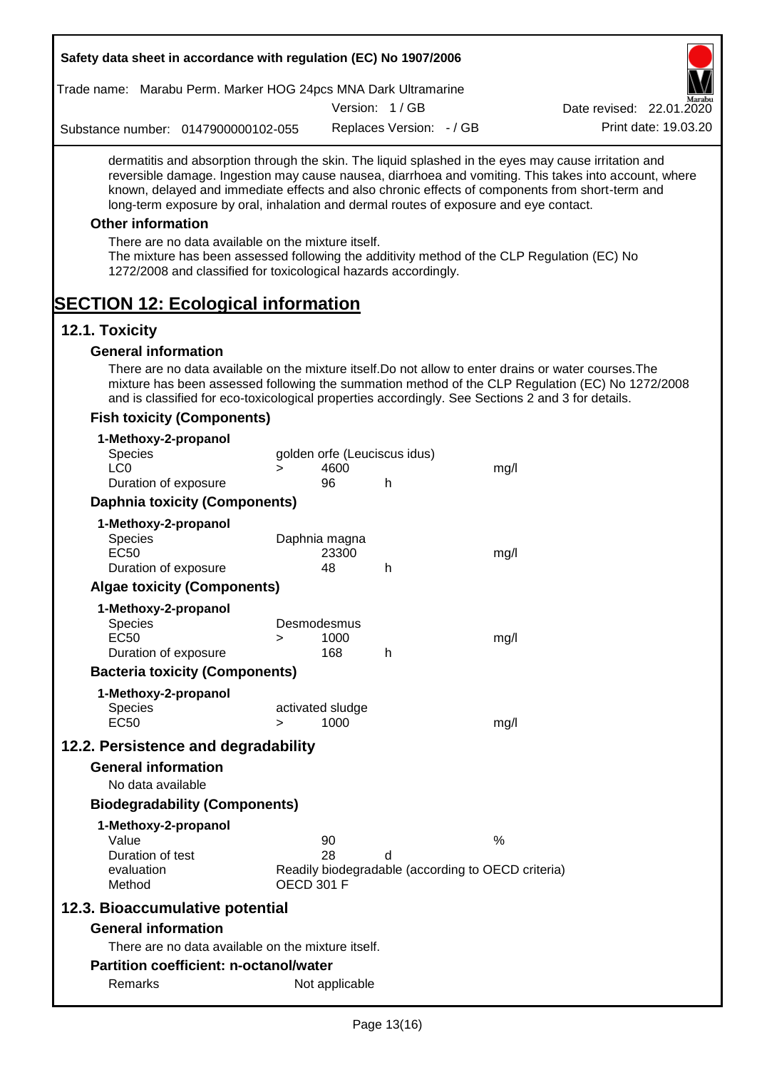dermatitis and absorption through the skin. The liquid splashed in the eyes may cause irritation and reversible damage. Ingestion may cause nausea, diarrhoea and vomiting. This takes into account, where known, delayed and immediate effects and also chronic effects of components from short-term and long-term exposure by oral, inhalation and dermal routes of exposure and eye contact.

### Other information

There are no data available on the mixture itself.
The mixture has been assessed following the additivity method of the CLP Regulation (EC) No 1272/2008 and classified for toxicological hazards accordingly.

# SECTION 12: Ecological information

## 12.1. Toxicity

### General information

There are no data available on the mixture itself.Do not allow to enter drains or water courses.The mixture has been assessed following the summation method of the CLP Regulation (EC) No 1272/2008 and is classified for eco-toxicological properties accordingly. See Sections 2 and 3 for details.

### Fish toxicity (Components)

**1-Methoxy-2-propanol**

| | | | | |
|---|---|---|---|---|
| Species | golden orfe (Leuciscus idus) | | | |
| LC0 | > | 4600 | | mg/l |
| Duration of exposure | | 96 | h | |

### Daphnia toxicity (Components)

**1-Methoxy-2-propanol**

| | | | | |
|---|---|---|---|---|
| Species | Daphnia magna | | | |
| EC50 | | 23300 | | mg/l |
| Duration of exposure | | 48 | h | |

### Algae toxicity (Components)

**1-Methoxy-2-propanol**

| | | | | |
|---|---|---|---|---|
| Species | Desmodesmus | | | |
| EC50 | > | 1000 | | mg/l |
| Duration of exposure | | 168 | h | |

### Bacteria toxicity (Components)

**1-Methoxy-2-propanol**

| | | | | |
|---|---|---|---|---|
| Species | activated sludge | | | |
| EC50 | > | 1000 | | mg/l |

## 12.2. Persistence and degradability

### General information

No data available

### Biodegradability (Components)

**1-Methoxy-2-propanol**

| | | | |
|---|---|---|---|
| Value | 90 | | % |
| Duration of test | 28 | d | |
| evaluation | Readily biodegradable (according to OECD criteria) | | |
| Method | OECD 301 F | | |

## 12.3. Bioaccumulative potential

### General information

There are no data available on the mixture itself.

### Partition coefficient: n-octanol/water

Remarks Not applicable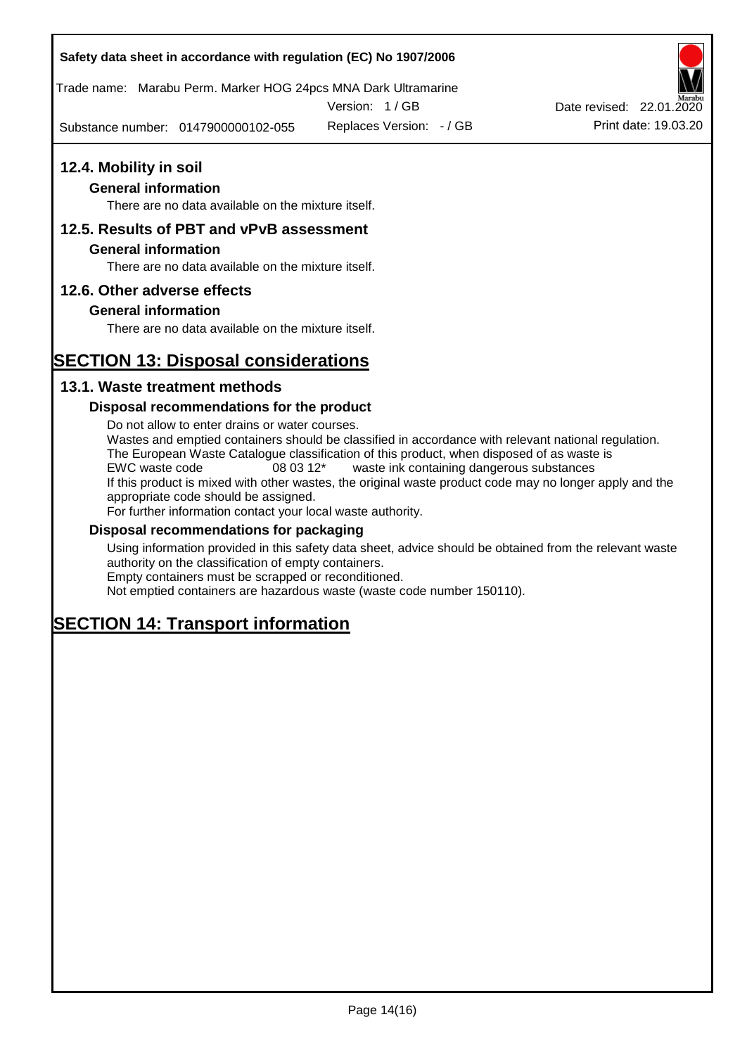## 12.4. Mobility in soil

### General information

There are no data available on the mixture itself.

## 12.5. Results of PBT and vPvB assessment

### General information

There are no data available on the mixture itself.

## 12.6. Other adverse effects

### General information

There are no data available on the mixture itself.

# SECTION 13: Disposal considerations

## 13.1. Waste treatment methods

### Disposal recommendations for the product

Do not allow to enter drains or water courses.
Wastes and emptied containers should be classified in accordance with relevant national regulation.
The European Waste Catalogue classification of this product, when disposed of as waste is
EWC waste code 08 03 12* waste ink containing dangerous substances
If this product is mixed with other wastes, the original waste product code may no longer apply and the appropriate code should be assigned.
For further information contact your local waste authority.

### Disposal recommendations for packaging

Using information provided in this safety data sheet, advice should be obtained from the relevant waste authority on the classification of empty containers.
Empty containers must be scrapped or reconditioned.
Not emptied containers are hazardous waste (waste code number 150110).

# SECTION 14: Transport information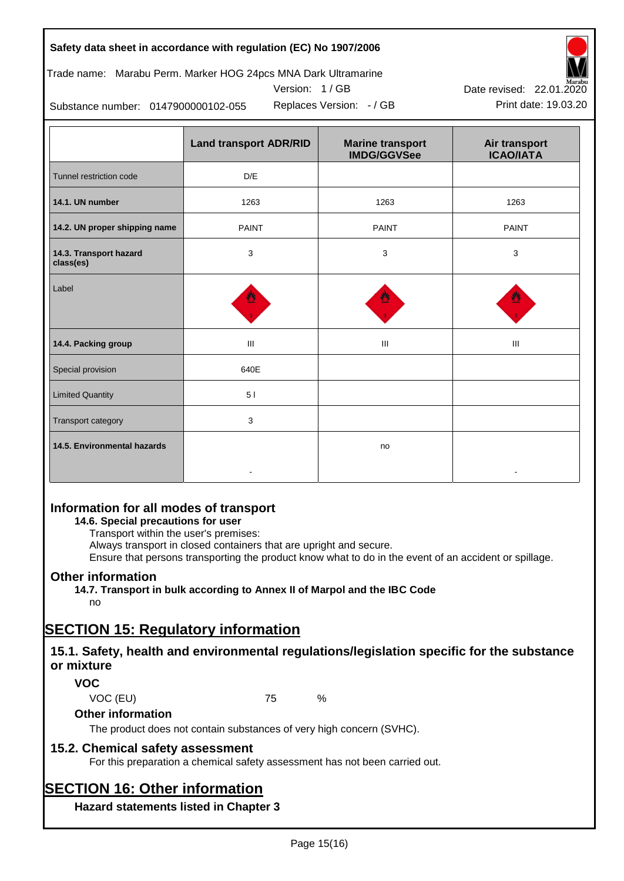| | Land transport ADR/RID | Marine transport IMDG/GGVSee | Air transport ICAO/IATA |
|---|---|---|---|
| Tunnel restriction code | D/E | | |
| **14.1. UN number** | 1263 | 1263 | 1263 |
| **14.2. UN proper shipping name** | PAINT | PAINT | PAINT |
| **14.3. Transport hazard class(es)** | 3 | 3 | 3 |
| Label | | | |
| **14.4. Packing group** | III | III | III |
| Special provision | 640E | | |
| Limited Quantity | 5 l | | |
| Transport category | 3 | | |
| **14.5. Environmental hazards** | - | no | - |

## Information for all modes of transport

### 14.6. Special precautions for user

Transport within the user's premises:
Always transport in closed containers that are upright and secure.
Ensure that persons transporting the product know what to do in the event of an accident or spillage.

## Other information

### 14.7. Transport in bulk according to Annex II of Marpol and the IBC Code

no

# SECTION 15: Regulatory information

## 15.1. Safety, health and environmental regulations/legislation specific for the substance or mixture

### VOC

VOC (EU) 75 %

### Other information

The product does not contain substances of very high concern (SVHC).

## 15.2. Chemical safety assessment

For this preparation a chemical safety assessment has not been carried out.

# SECTION 16: Other information

### Hazard statements listed in Chapter 3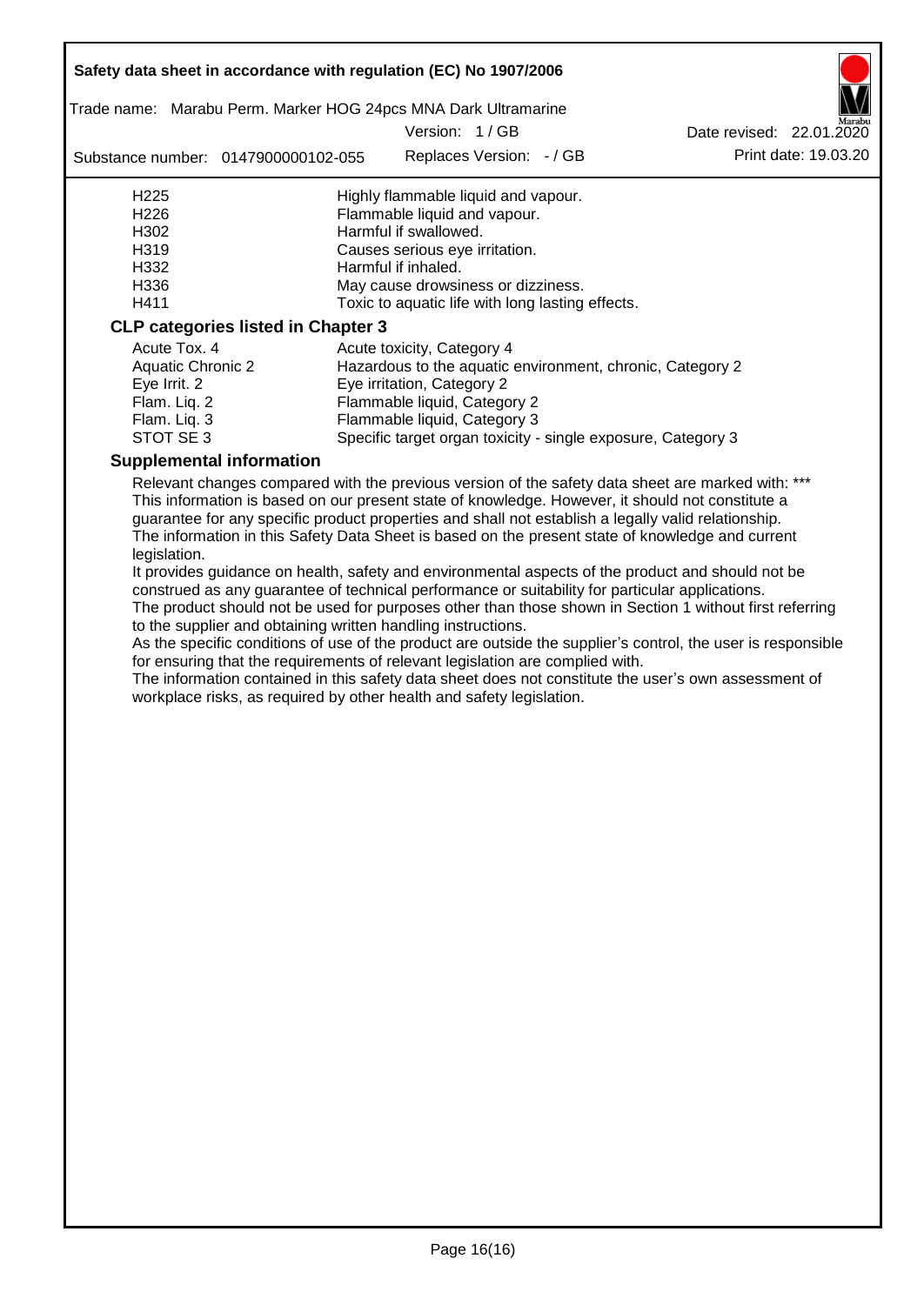| | |
|---|---|
| H225 | Highly flammable liquid and vapour. |
| H226 | Flammable liquid and vapour. |
| H302 | Harmful if swallowed. |
| H319 | Causes serious eye irritation. |
| H332 | Harmful if inhaled. |
| H336 | May cause drowsiness or dizziness. |
| H411 | Toxic to aquatic life with long lasting effects. |

## CLP categories listed in Chapter 3

| | |
|---|---|
| Acute Tox. 4 | Acute toxicity, Category 4 |
| Aquatic Chronic 2 | Hazardous to the aquatic environment, chronic, Category 2 |
| Eye Irrit. 2 | Eye irritation, Category 2 |
| Flam. Liq. 2 | Flammable liquid, Category 2 |
| Flam. Liq. 3 | Flammable liquid, Category 3 |
| STOT SE 3 | Specific target organ toxicity - single exposure, Category 3 |

## Supplemental information

Relevant changes compared with the previous version of the safety data sheet are marked with: ***
This information is based on our present state of knowledge. However, it should not constitute a guarantee for any specific product properties and shall not establish a legally valid relationship.
The information in this Safety Data Sheet is based on the present state of knowledge and current legislation.
It provides guidance on health, safety and environmental aspects of the product and should not be construed as any guarantee of technical performance or suitability for particular applications.
The product should not be used for purposes other than those shown in Section 1 without first referring to the supplier and obtaining written handling instructions.
As the specific conditions of use of the product are outside the supplier's control, the user is responsible for ensuring that the requirements of relevant legislation are complied with.
The information contained in this safety data sheet does not constitute the user's own assessment of workplace risks, as required by other health and safety legislation.